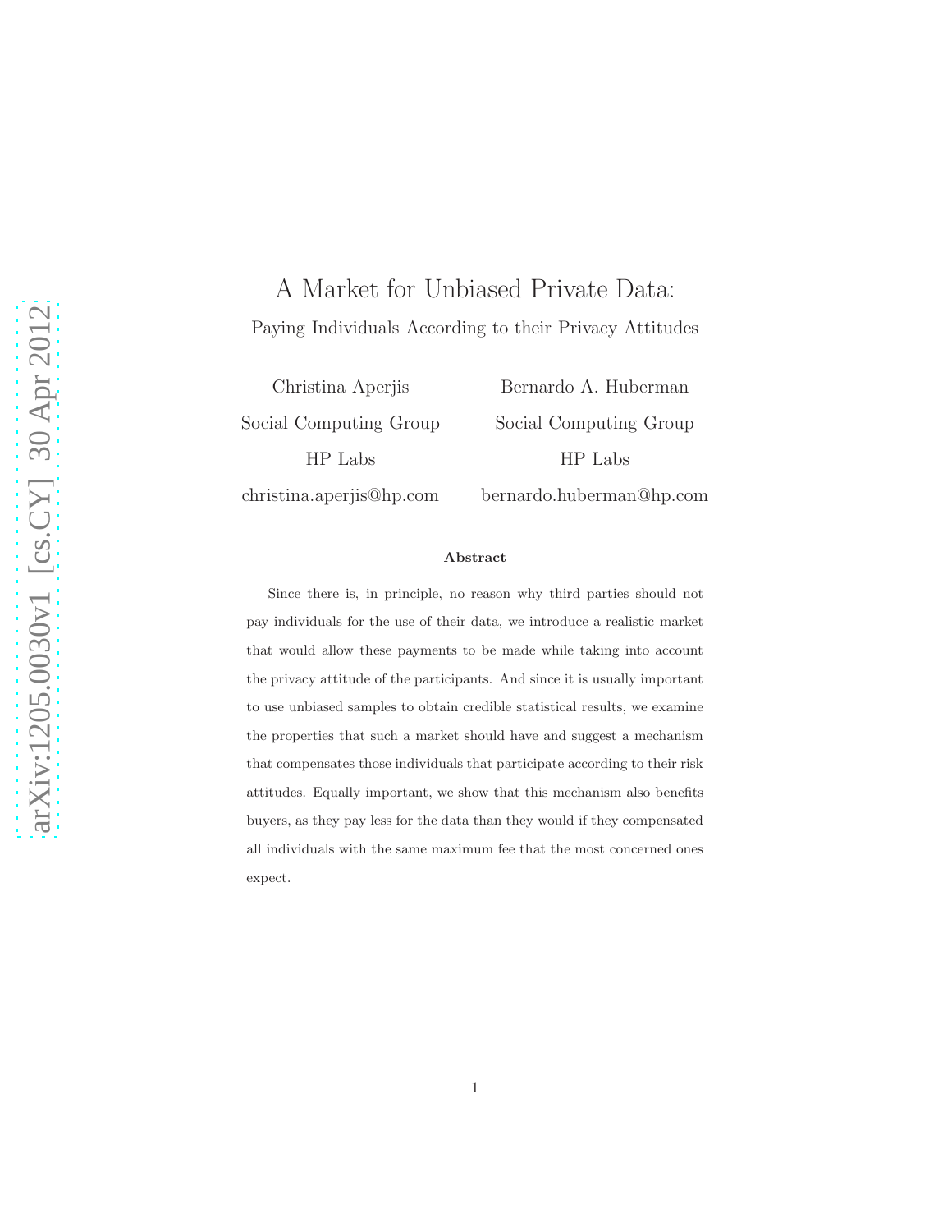# A Market for Unbiased Private Data:

## Paying Individuals According to their Privacy Attitudes

Christina Aperjis
Social Computing Group
HP Labs
christina.aperjis@hp.com

Bernardo A. Huberman
Social Computing Group
HP Labs
bernardo.huberman@hp.com

### Abstract

Since there is, in principle, no reason why third parties should not pay individuals for the use of their data, we introduce a realistic market that would allow these payments to be made while taking into account the privacy attitude of the participants. And since it is usually important to use unbiased samples to obtain credible statistical results, we examine the properties that such a market should have and suggest a mechanism that compensates those individuals that participate according to their risk attitudes. Equally important, we show that this mechanism also benefits buyers, as they pay less for the data than they would if they compensated all individuals with the same maximum fee that the most concerned ones expect.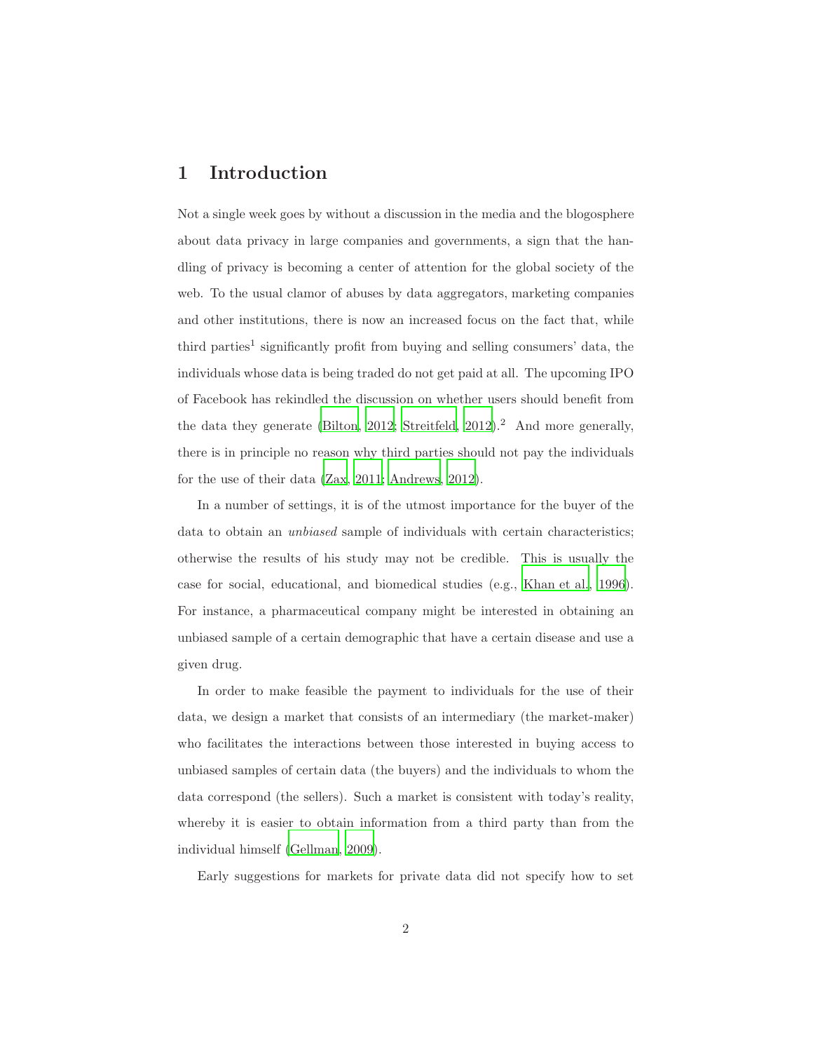# 1 Introduction

Not a single week goes by without a discussion in the media and the blogosphere about data privacy in large companies and governments, a sign that the handling of privacy is becoming a center of attention for the global society of the web. To the usual clamor of abuses by data aggregators, marketing companies and other institutions, there is now an increased focus on the fact that, while third parties[1] significantly profit from buying and selling consumers' data, the individuals whose data is being traded do not get paid at all. The upcoming IPO of Facebook has rekindled the discussion on whether users should benefit from the data they generate (Bilton, 2012; Streitfeld, 2012).[2] And more generally, there is in principle no reason why third parties should not pay the individuals for the use of their data (Zax, 2011; Andrews, 2012).

In a number of settings, it is of the utmost importance for the buyer of the data to obtain an *unbiased* sample of individuals with certain characteristics; otherwise the results of his study may not be credible. This is usually the case for social, educational, and biomedical studies (e.g., Khan et al., 1996). For instance, a pharmaceutical company might be interested in obtaining an unbiased sample of a certain demographic that have a certain disease and use a given drug.

In order to make feasible the payment to individuals for the use of their data, we design a market that consists of an intermediary (the market-maker) who facilitates the interactions between those interested in buying access to unbiased samples of certain data (the buyers) and the individuals to whom the data correspond (the sellers). Such a market is consistent with today's reality, whereby it is easier to obtain information from a third party than from the individual himself (Gellman, 2009).

Early suggestions for markets for private data did not specify how to set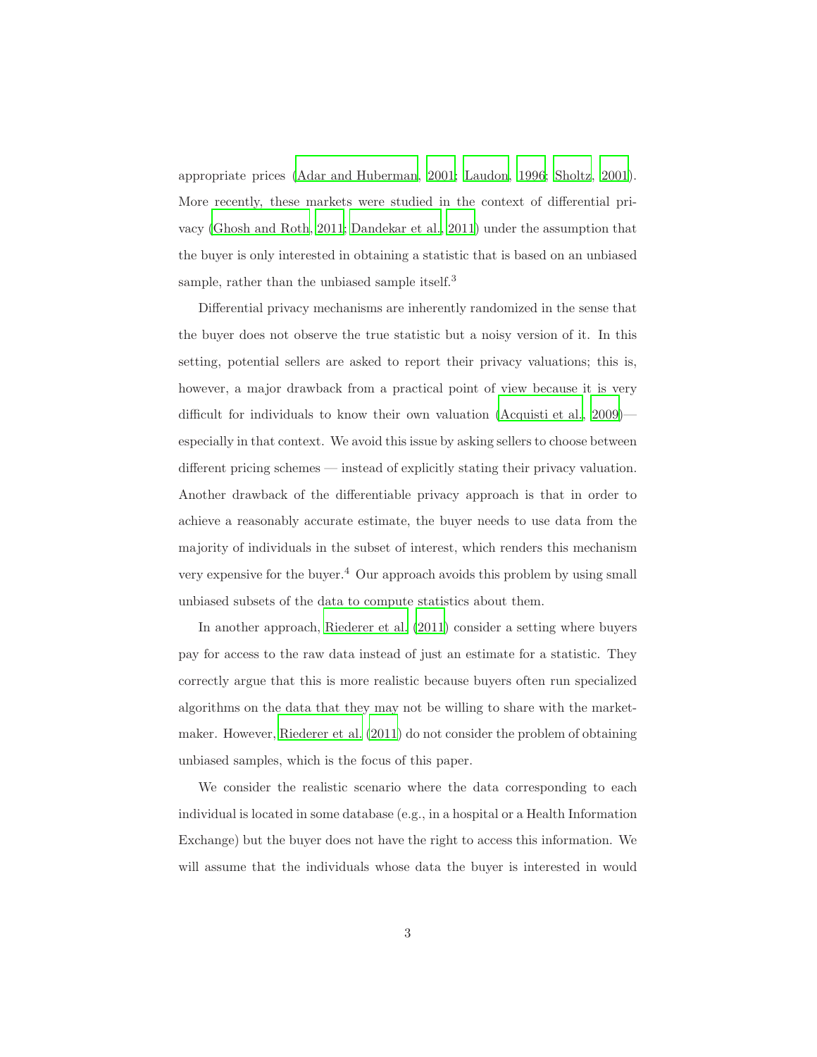appropriate prices (Adar and Huberman, 2001; Laudon, 1996; Sholtz, 2001). More recently, these markets were studied in the context of differential privacy (Ghosh and Roth, 2011; Dandekar et al., 2011) under the assumption that the buyer is only interested in obtaining a statistic that is based on an unbiased sample, rather than the unbiased sample itself.[3]

Differential privacy mechanisms are inherently randomized in the sense that the buyer does not observe the true statistic but a noisy version of it. In this setting, potential sellers are asked to report their privacy valuations; this is, however, a major drawback from a practical point of view because it is very difficult for individuals to know their own valuation (Acquisti et al., 2009)— especially in that context. We avoid this issue by asking sellers to choose between different pricing schemes — instead of explicitly stating their privacy valuation. Another drawback of the differentiable privacy approach is that in order to achieve a reasonably accurate estimate, the buyer needs to use data from the majority of individuals in the subset of interest, which renders this mechanism very expensive for the buyer.[4] Our approach avoids this problem by using small unbiased subsets of the data to compute statistics about them.

In another approach, Riederer et al. (2011) consider a setting where buyers pay for access to the raw data instead of just an estimate for a statistic. They correctly argue that this is more realistic because buyers often run specialized algorithms on the data that they may not be willing to share with the market-maker. However, Riederer et al. (2011) do not consider the problem of obtaining unbiased samples, which is the focus of this paper.

We consider the realistic scenario where the data corresponding to each individual is located in some database (e.g., in a hospital or a Health Information Exchange) but the buyer does not have the right to access this information. We will assume that the individuals whose data the buyer is interested in would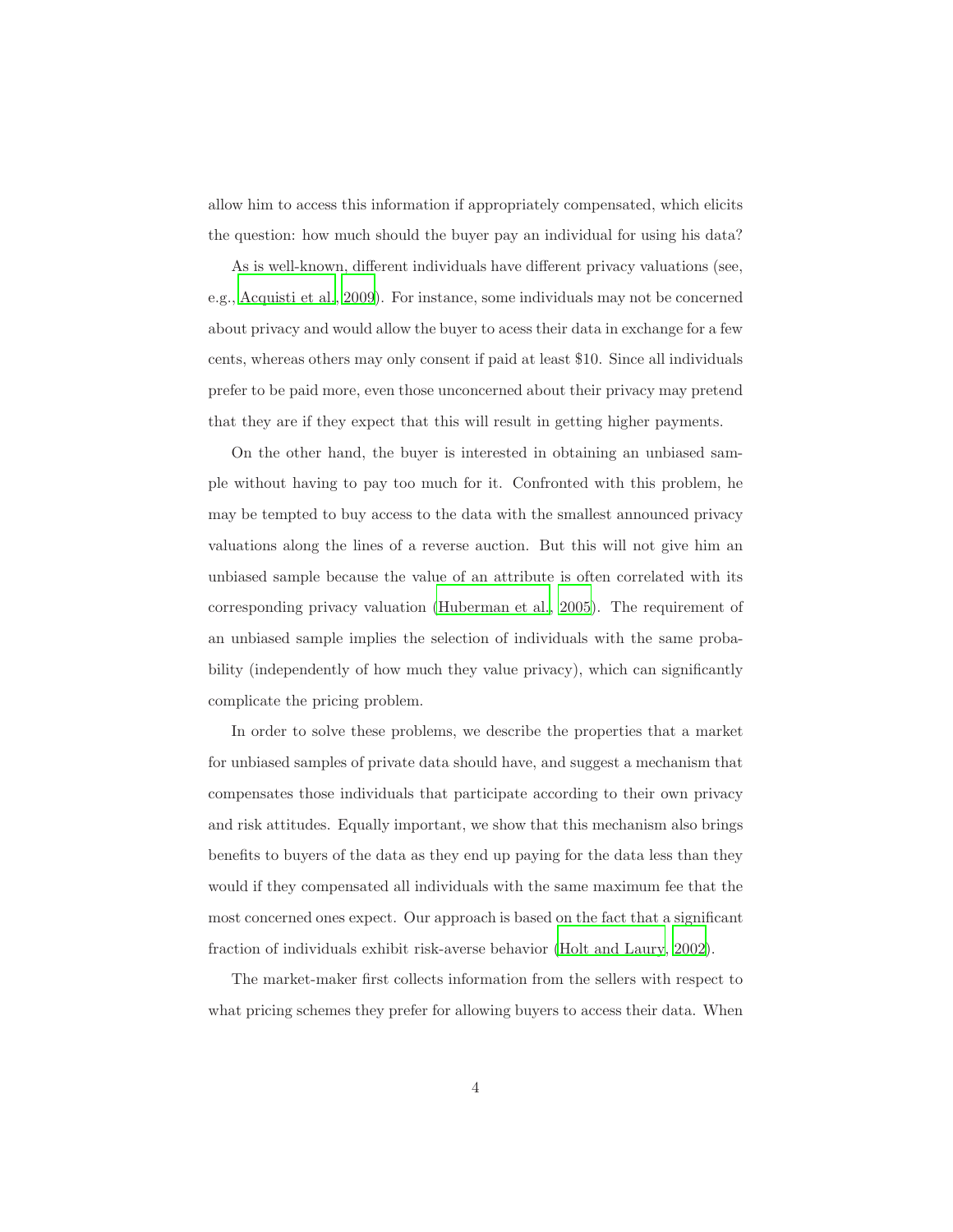allow him to access this information if appropriately compensated, which elicits the question: how much should the buyer pay an individual for using his data?

As is well-known, different individuals have different privacy valuations (see, e.g., Acquisti et al., 2009). For instance, some individuals may not be concerned about privacy and would allow the buyer to acess their data in exchange for a few cents, whereas others may only consent if paid at least $10. Since all individuals prefer to be paid more, even those unconcerned about their privacy may pretend that they are if they expect that this will result in getting higher payments.

On the other hand, the buyer is interested in obtaining an unbiased sample without having to pay too much for it. Confronted with this problem, he may be tempted to buy access to the data with the smallest announced privacy valuations along the lines of a reverse auction. But this will not give him an unbiased sample because the value of an attribute is often correlated with its corresponding privacy valuation (Huberman et al., 2005). The requirement of an unbiased sample implies the selection of individuals with the same probability (independently of how much they value privacy), which can significantly complicate the pricing problem.

In order to solve these problems, we describe the properties that a market for unbiased samples of private data should have, and suggest a mechanism that compensates those individuals that participate according to their own privacy and risk attitudes. Equally important, we show that this mechanism also brings benefits to buyers of the data as they end up paying for the data less than they would if they compensated all individuals with the same maximum fee that the most concerned ones expect. Our approach is based on the fact that a significant fraction of individuals exhibit risk-averse behavior (Holt and Laury, 2002).

The market-maker first collects information from the sellers with respect to what pricing schemes they prefer for allowing buyers to access their data. When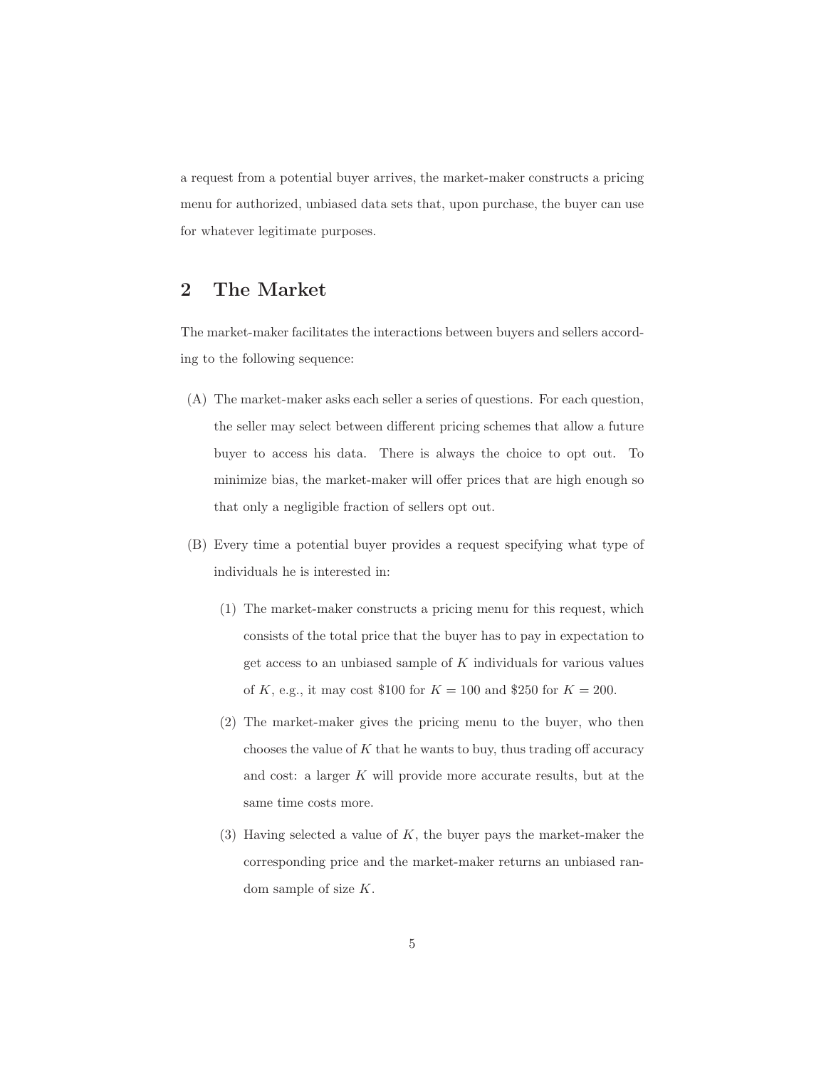a request from a potential buyer arrives, the market-maker constructs a pricing menu for authorized, unbiased data sets that, upon purchase, the buyer can use for whatever legitimate purposes.

## 2 The Market

The market-maker facilitates the interactions between buyers and sellers according to the following sequence:

(A) The market-maker asks each seller a series of questions. For each question, the seller may select between different pricing schemes that allow a future buyer to access his data. There is always the choice to opt out. To minimize bias, the market-maker will offer prices that are high enough so that only a negligible fraction of sellers opt out.

(B) Every time a potential buyer provides a request specifying what type of individuals he is interested in:

   (1) The market-maker constructs a pricing menu for this request, which consists of the total price that the buyer has to pay in expectation to get access to an unbiased sample of $K$ individuals for various values of $K$, e.g., it may cost \$100 for $K = 100$ and \$250 for $K = 200$.

   (2) The market-maker gives the pricing menu to the buyer, who then chooses the value of $K$ that he wants to buy, thus trading off accuracy and cost: a larger $K$ will provide more accurate results, but at the same time costs more.

   (3) Having selected a value of $K$, the buyer pays the market-maker the corresponding price and the market-maker returns an unbiased random sample of size $K$.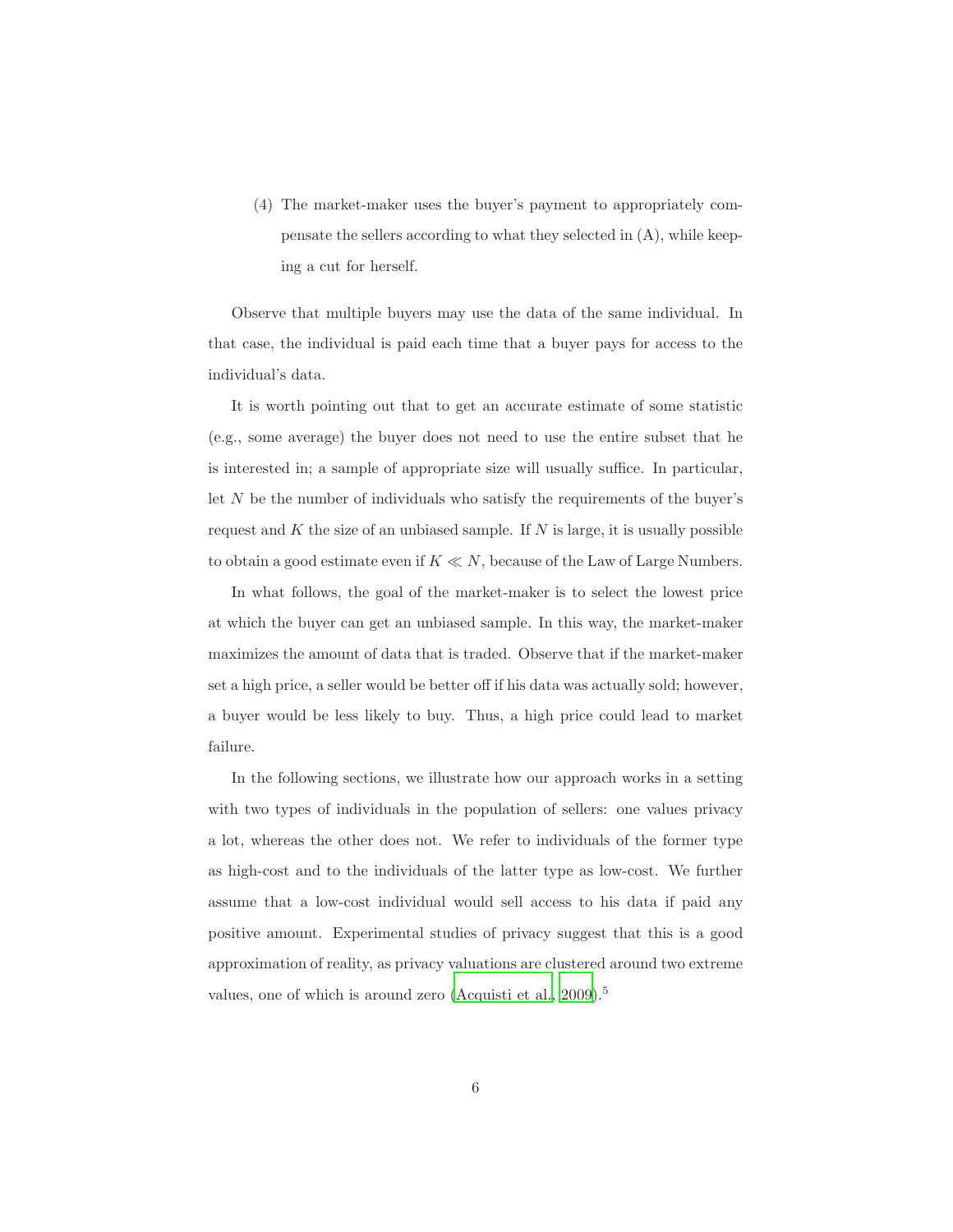(4) The market-maker uses the buyer's payment to appropriately compensate the sellers according to what they selected in (A), while keeping a cut for herself.

Observe that multiple buyers may use the data of the same individual. In that case, the individual is paid each time that a buyer pays for access to the individual's data.

It is worth pointing out that to get an accurate estimate of some statistic (e.g., some average) the buyer does not need to use the entire subset that he is interested in; a sample of appropriate size will usually suffice. In particular, let $N$ be the number of individuals who satisfy the requirements of the buyer's request and $K$ the size of an unbiased sample. If $N$ is large, it is usually possible to obtain a good estimate even if $K \ll N$, because of the Law of Large Numbers.

In what follows, the goal of the market-maker is to select the lowest price at which the buyer can get an unbiased sample. In this way, the market-maker maximizes the amount of data that is traded. Observe that if the market-maker set a high price, a seller would be better off if his data was actually sold; however, a buyer would be less likely to buy. Thus, a high price could lead to market failure.

In the following sections, we illustrate how our approach works in a setting with two types of individuals in the population of sellers: one values privacy a lot, whereas the other does not. We refer to individuals of the former type as high-cost and to the individuals of the latter type as low-cost. We further assume that a low-cost individual would sell access to his data if paid any positive amount. Experimental studies of privacy suggest that this is a good approximation of reality, as privacy valuations are clustered around two extreme values, one of which is around zero (Acquisti et al., 2009).[5]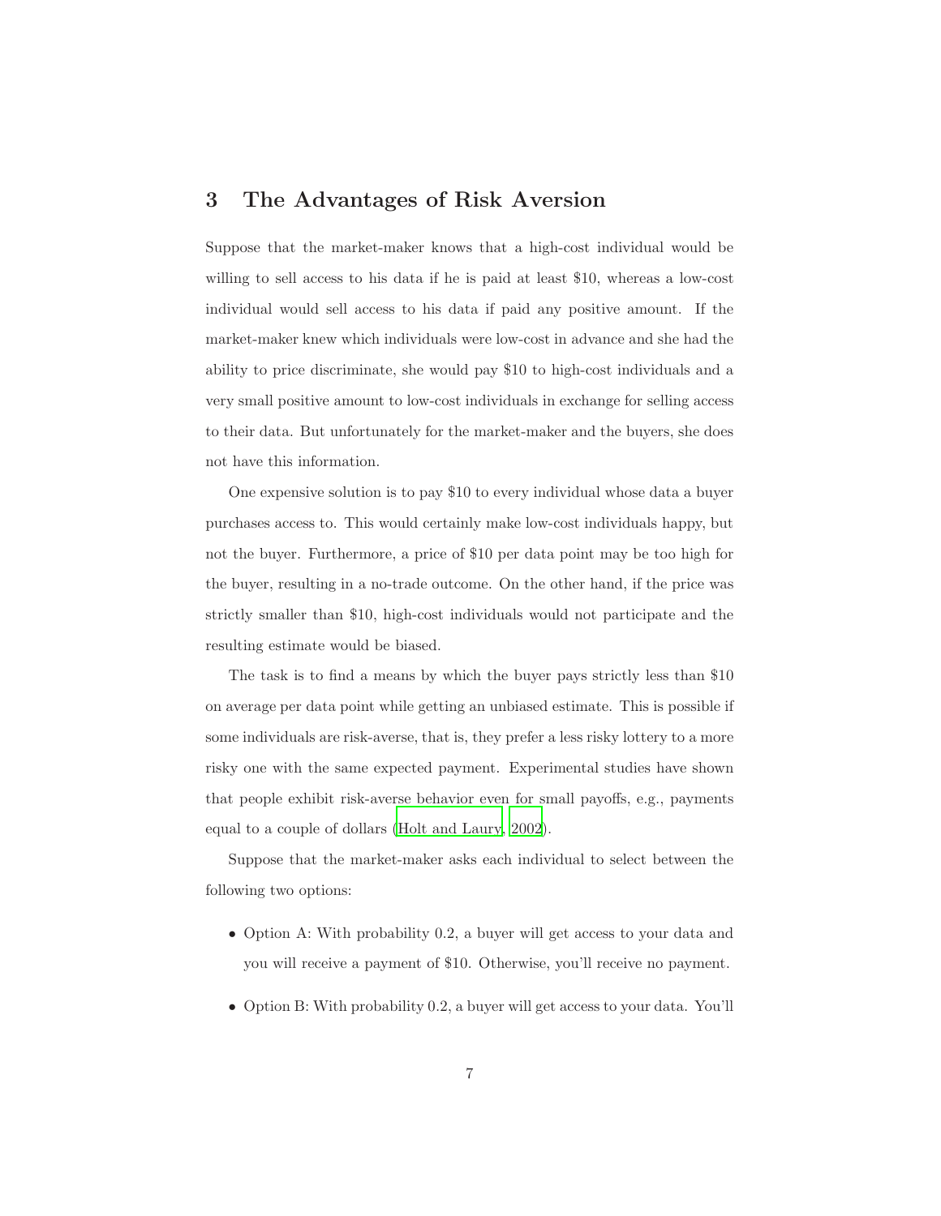## 3 The Advantages of Risk Aversion

Suppose that the market-maker knows that a high-cost individual would be willing to sell access to his data if he is paid at least $10, whereas a low-cost individual would sell access to his data if paid any positive amount. If the market-maker knew which individuals were low-cost in advance and she had the ability to price discriminate, she would pay $10 to high-cost individuals and a very small positive amount to low-cost individuals in exchange for selling access to their data. But unfortunately for the market-maker and the buyers, she does not have this information.

One expensive solution is to pay $10 to every individual whose data a buyer purchases access to. This would certainly make low-cost individuals happy, but not the buyer. Furthermore, a price of $10 per data point may be too high for the buyer, resulting in a no-trade outcome. On the other hand, if the price was strictly smaller than $10, high-cost individuals would not participate and the resulting estimate would be biased.

The task is to find a means by which the buyer pays strictly less than $10 on average per data point while getting an unbiased estimate. This is possible if some individuals are risk-averse, that is, they prefer a less risky lottery to a more risky one with the same expected payment. Experimental studies have shown that people exhibit risk-averse behavior even for small payoffs, e.g., payments equal to a couple of dollars (Holt and Laury, 2002).

Suppose that the market-maker asks each individual to select between the following two options:

- Option A: With probability 0.2, a buyer will get access to your data and you will receive a payment of $10. Otherwise, you'll receive no payment.
- Option B: With probability 0.2, a buyer will get access to your data. You'll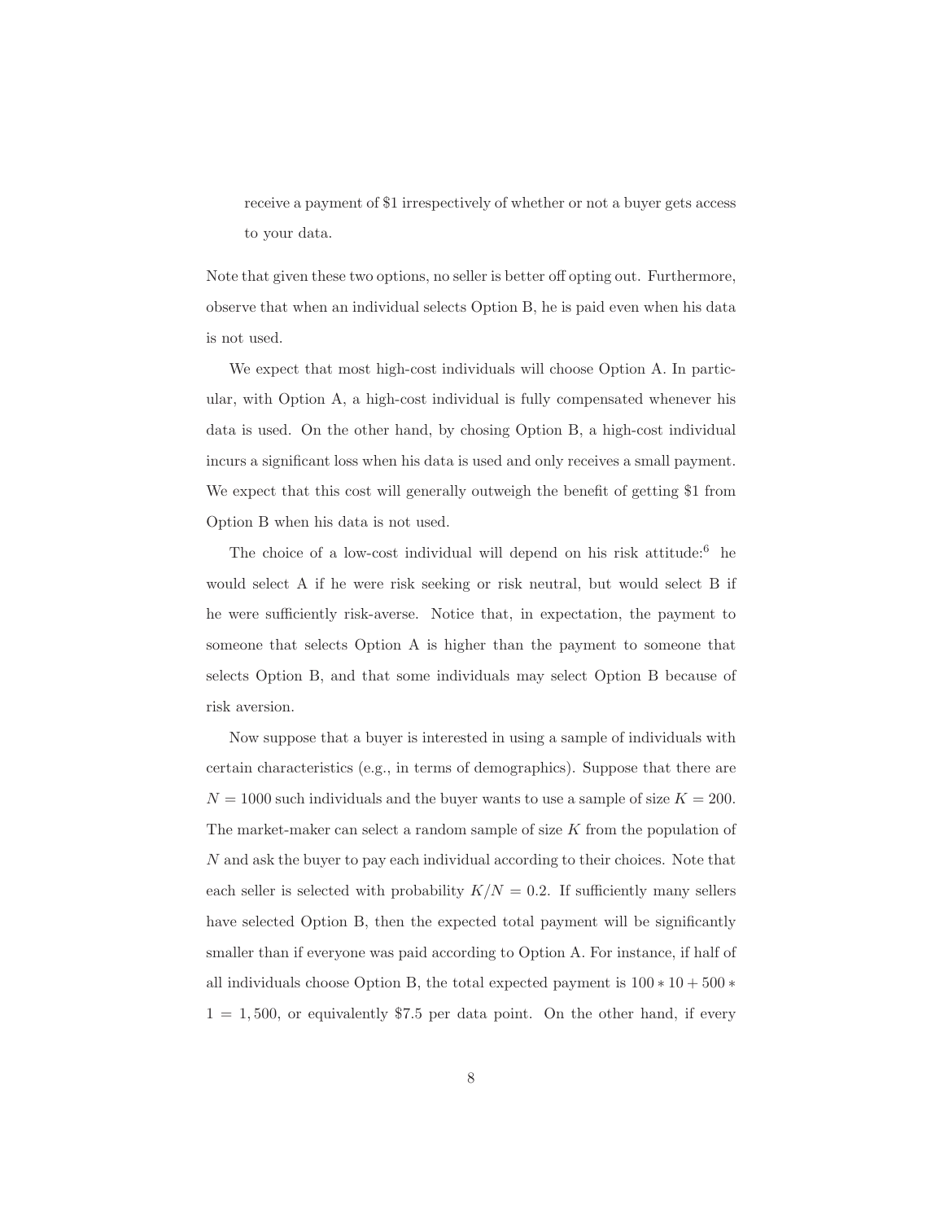receive a payment of \$1 irrespectively of whether or not a buyer gets access to your data.

Note that given these two options, no seller is better off opting out. Furthermore, observe that when an individual selects Option B, he is paid even when his data is not used.

We expect that most high-cost individuals will choose Option A. In particular, with Option A, a high-cost individual is fully compensated whenever his data is used. On the other hand, by chosing Option B, a high-cost individual incurs a significant loss when his data is used and only receives a small payment. We expect that this cost will generally outweigh the benefit of getting \$1 from Option B when his data is not used.

The choice of a low-cost individual will depend on his risk attitude:[6] he would select A if he were risk seeking or risk neutral, but would select B if he were sufficiently risk-averse. Notice that, in expectation, the payment to someone that selects Option A is higher than the payment to someone that selects Option B, and that some individuals may select Option B because of risk aversion.

Now suppose that a buyer is interested in using a sample of individuals with certain characteristics (e.g., in terms of demographics). Suppose that there are $N = 1000$ such individuals and the buyer wants to use a sample of size $K = 200$. The market-maker can select a random sample of size $K$ from the population of $N$ and ask the buyer to pay each individual according to their choices. Note that each seller is selected with probability $K/N = 0.2$. If sufficiently many sellers have selected Option B, then the expected total payment will be significantly smaller than if everyone was paid according to Option A. For instance, if half of all individuals choose Option B, the total expected payment is $100 * 10 + 500 * 1 = 1,500$, or equivalently \$7.5 per data point. On the other hand, if every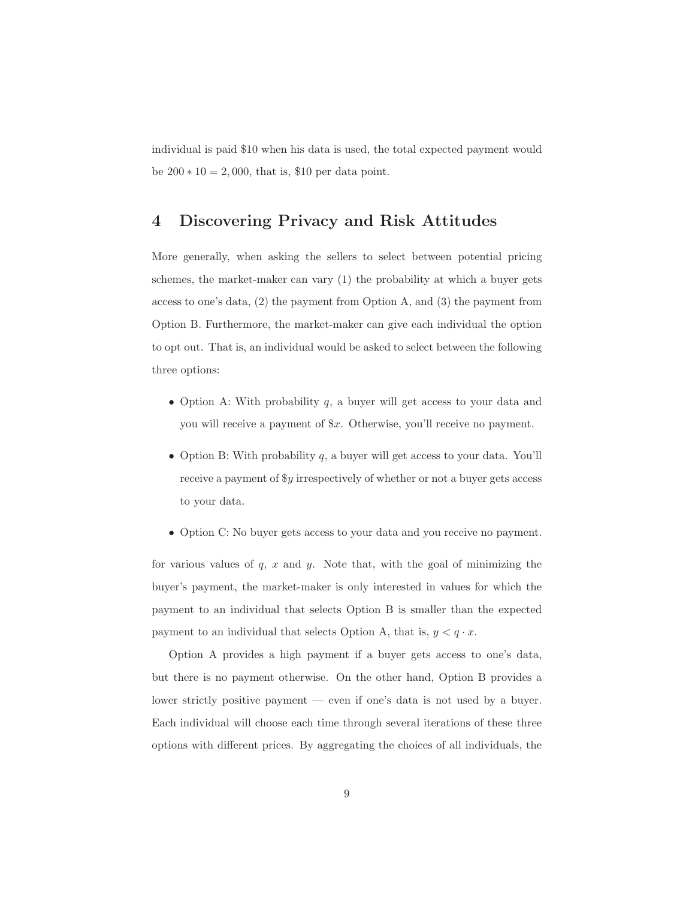individual is paid \$10 when his data is used, the total expected payment would be $200 * 10 = 2,000$, that is, \$10 per data point.

# 4 Discovering Privacy and Risk Attitudes

More generally, when asking the sellers to select between potential pricing schemes, the market-maker can vary (1) the probability at which a buyer gets access to one's data, (2) the payment from Option A, and (3) the payment from Option B. Furthermore, the market-maker can give each individual the option to opt out. That is, an individual would be asked to select between the following three options:

- Option A: With probability $q$, a buyer will get access to your data and you will receive a payment of \$$x$. Otherwise, you'll receive no payment.
- Option B: With probability $q$, a buyer will get access to your data. You'll receive a payment of \$$y$ irrespectively of whether or not a buyer gets access to your data.
- Option C: No buyer gets access to your data and you receive no payment.

for various values of $q$, $x$ and $y$. Note that, with the goal of minimizing the buyer's payment, the market-maker is only interested in values for which the payment to an individual that selects Option B is smaller than the expected payment to an individual that selects Option A, that is, $y < q \cdot x$.

Option A provides a high payment if a buyer gets access to one's data, but there is no payment otherwise. On the other hand, Option B provides a lower strictly positive payment — even if one's data is not used by a buyer. Each individual will choose each time through several iterations of these three options with different prices. By aggregating the choices of all individuals, the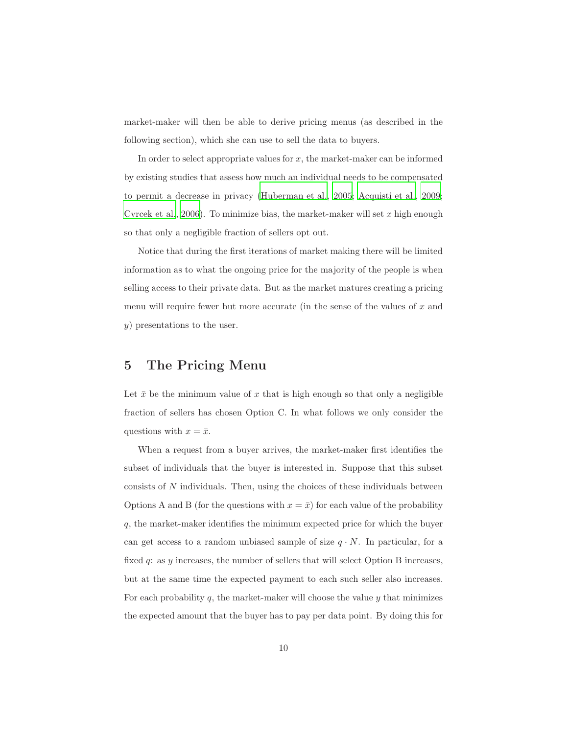market-maker will then be able to derive pricing menus (as described in the following section), which she can use to sell the data to buyers.

In order to select appropriate values for $x$, the market-maker can be informed by existing studies that assess how much an individual needs to be compensated to permit a decrease in privacy (Huberman et al., 2005; Acquisti et al., 2009; Cvrcek et al., 2006). To minimize bias, the market-maker will set $x$ high enough so that only a negligible fraction of sellers opt out.

Notice that during the first iterations of market making there will be limited information as to what the ongoing price for the majority of the people is when selling access to their private data. But as the market matures creating a pricing menu will require fewer but more accurate (in the sense of the values of $x$ and $y$) presentations to the user.

# 5 The Pricing Menu

Let $\bar{x}$ be the minimum value of $x$ that is high enough so that only a negligible fraction of sellers has chosen Option C. In what follows we only consider the questions with $x = \bar{x}$.

When a request from a buyer arrives, the market-maker first identifies the subset of individuals that the buyer is interested in. Suppose that this subset consists of $N$ individuals. Then, using the choices of these individuals between Options A and B (for the questions with $x = \bar{x}$) for each value of the probability $q$, the market-maker identifies the minimum expected price for which the buyer can get access to a random unbiased sample of size $q \cdot N$. In particular, for a fixed $q$: as $y$ increases, the number of sellers that will select Option B increases, but at the same time the expected payment to each such seller also increases. For each probability $q$, the market-maker will choose the value $y$ that minimizes the expected amount that the buyer has to pay per data point. By doing this for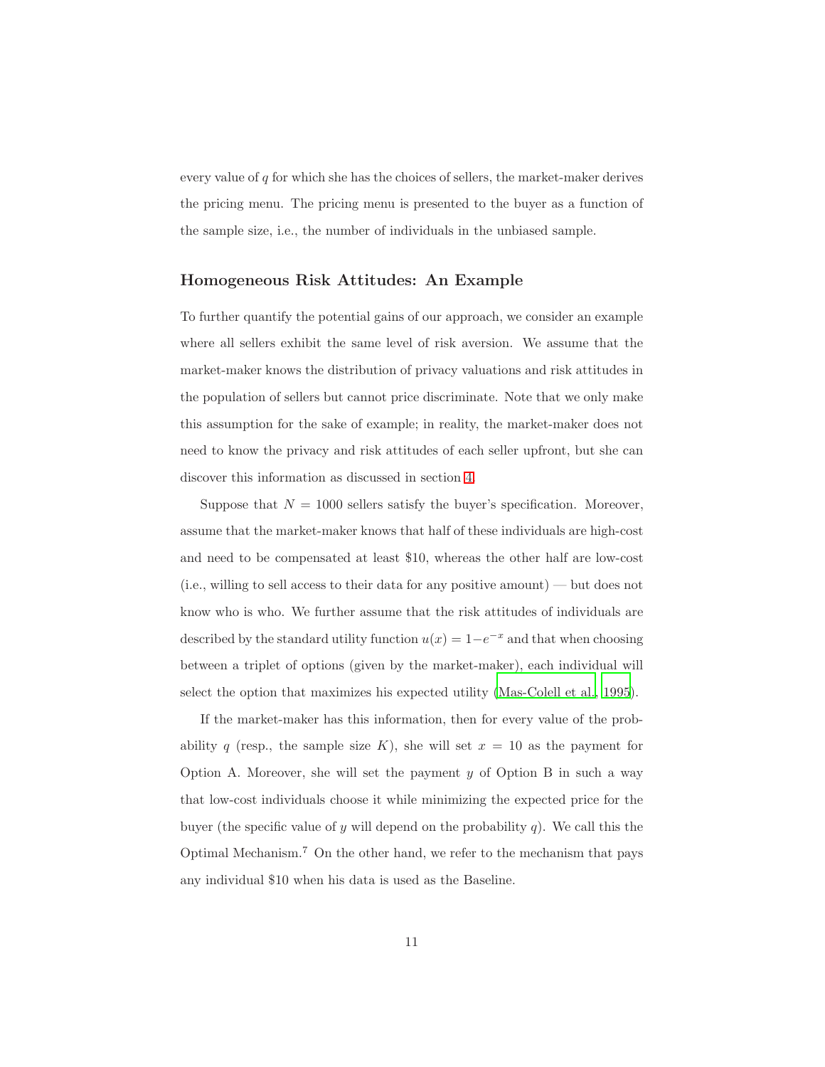every value of $q$ for which she has the choices of sellers, the market-maker derives the pricing menu. The pricing menu is presented to the buyer as a function of the sample size, i.e., the number of individuals in the unbiased sample.

### Homogeneous Risk Attitudes: An Example

To further quantify the potential gains of our approach, we consider an example where all sellers exhibit the same level of risk aversion. We assume that the market-maker knows the distribution of privacy valuations and risk attitudes in the population of sellers but cannot price discriminate. Note that we only make this assumption for the sake of example; in reality, the market-maker does not need to know the privacy and risk attitudes of each seller upfront, but she can discover this information as discussed in section 4.

Suppose that $N = 1000$ sellers satisfy the buyer's specification. Moreover, assume that the market-maker knows that half of these individuals are high-cost and need to be compensated at least \$10, whereas the other half are low-cost (i.e., willing to sell access to their data for any positive amount) — but does not know who is who. We further assume that the risk attitudes of individuals are described by the standard utility function $u(x) = 1 - e^{-x}$ and that when choosing between a triplet of options (given by the market-maker), each individual will select the option that maximizes his expected utility (Mas-Colell et al., 1995).

If the market-maker has this information, then for every value of the probability $q$ (resp., the sample size $K$), she will set $x = 10$ as the payment for Option A. Moreover, she will set the payment $y$ of Option B in such a way that low-cost individuals choose it while minimizing the expected price for the buyer (the specific value of $y$ will depend on the probability $q$). We call this the Optimal Mechanism.[7] On the other hand, we refer to the mechanism that pays any individual \$10 when his data is used as the Baseline.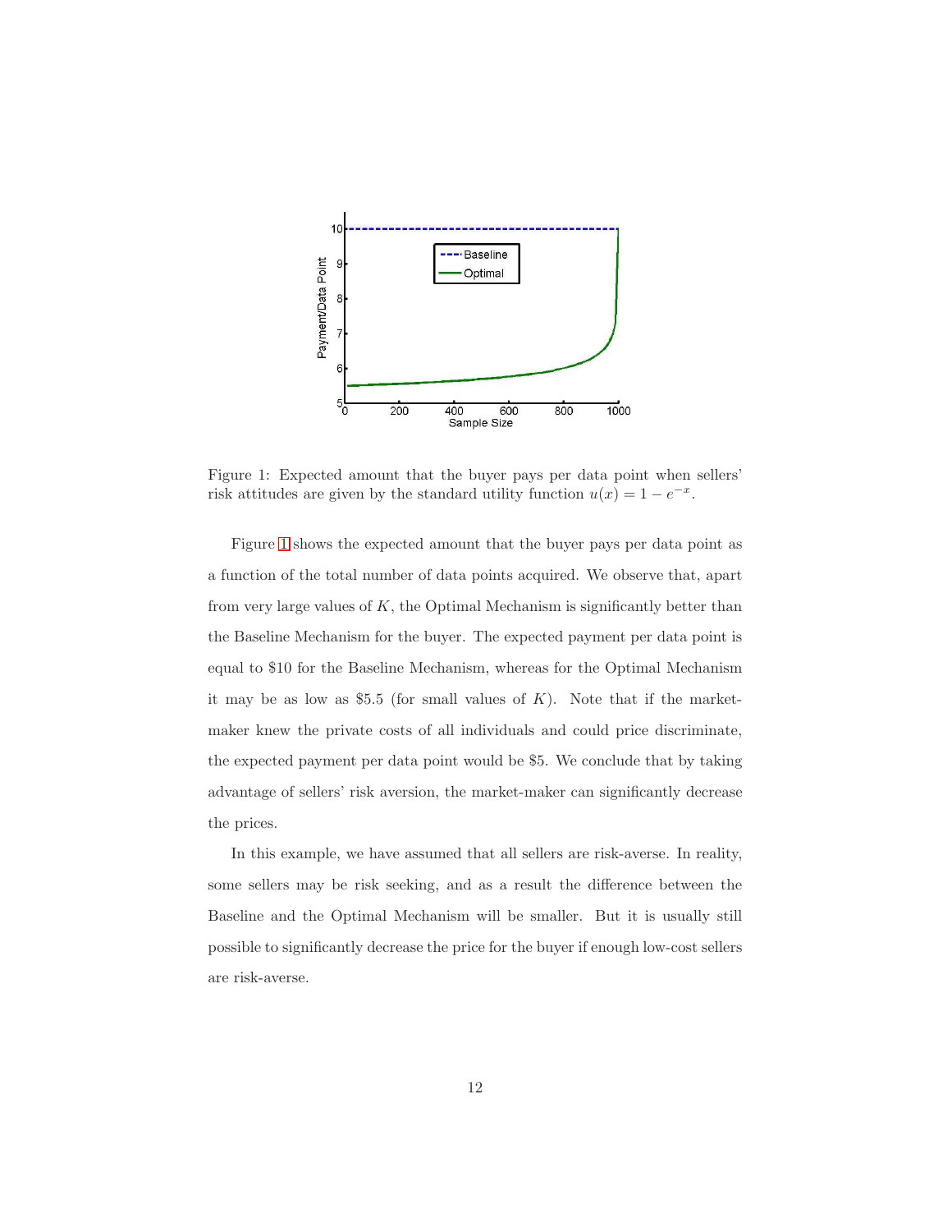Figure 1: Expected amount that the buyer pays per data point when sellers' risk attitudes are given by the standard utility function $u(x) = 1 - e^{-x}$.

Figure 1 shows the expected amount that the buyer pays per data point as a function of the total number of data points acquired. We observe that, apart from very large values of $K$, the Optimal Mechanism is significantly better than the Baseline Mechanism for the buyer. The expected payment per data point is equal to \$10 for the Baseline Mechanism, whereas for the Optimal Mechanism it may be as low as \$5.5 (for small values of $K$). Note that if the market-maker knew the private costs of all individuals and could price discriminate, the expected payment per data point would be \$5. We conclude that by taking advantage of sellers' risk aversion, the market-maker can significantly decrease the prices.

In this example, we have assumed that all sellers are risk-averse. In reality, some sellers may be risk seeking, and as a result the difference between the Baseline and the Optimal Mechanism will be smaller. But it is usually still possible to significantly decrease the price for the buyer if enough low-cost sellers are risk-averse.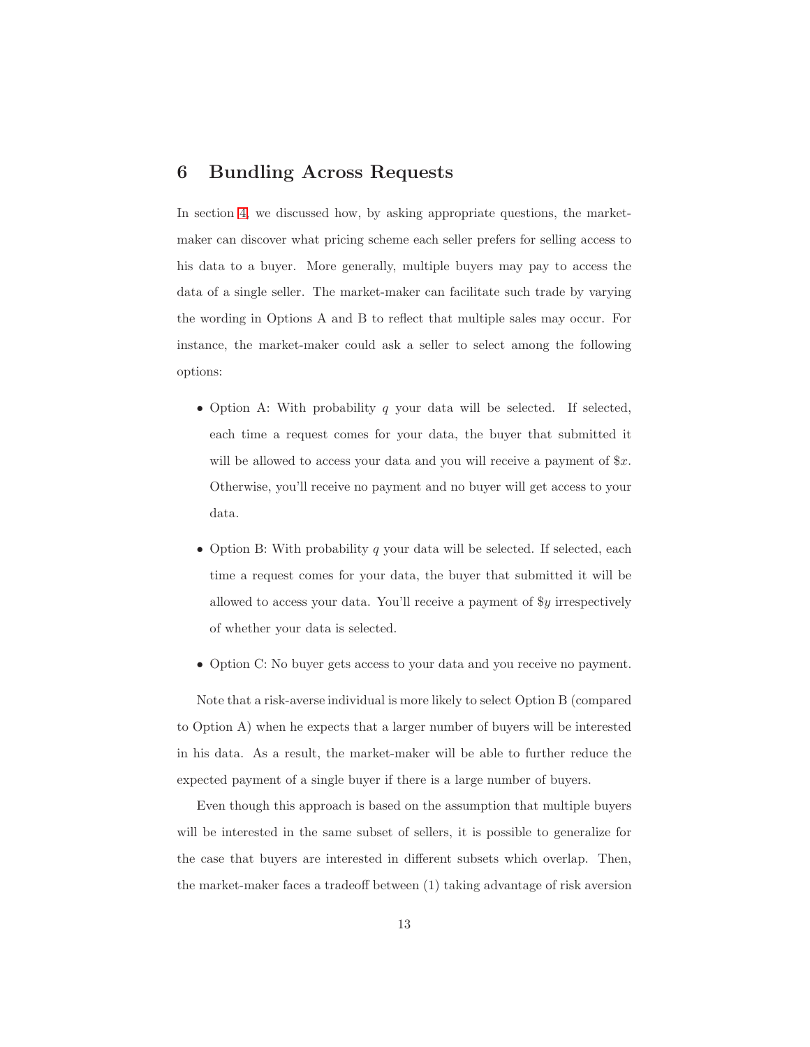## 6 Bundling Across Requests

In section 4, we discussed how, by asking appropriate questions, the market-maker can discover what pricing scheme each seller prefers for selling access to his data to a buyer. More generally, multiple buyers may pay to access the data of a single seller. The market-maker can facilitate such trade by varying the wording in Options A and B to reflect that multiple sales may occur. For instance, the market-maker could ask a seller to select among the following options:

- Option A: With probability $q$ your data will be selected. If selected, each time a request comes for your data, the buyer that submitted it will be allowed to access your data and you will receive a payment of $\$x$. Otherwise, you'll receive no payment and no buyer will get access to your data.
- Option B: With probability $q$ your data will be selected. If selected, each time a request comes for your data, the buyer that submitted it will be allowed to access your data. You'll receive a payment of $\$y$ irrespectively of whether your data is selected.
- Option C: No buyer gets access to your data and you receive no payment.

Note that a risk-averse individual is more likely to select Option B (compared to Option A) when he expects that a larger number of buyers will be interested in his data. As a result, the market-maker will be able to further reduce the expected payment of a single buyer if there is a large number of buyers.

Even though this approach is based on the assumption that multiple buyers will be interested in the same subset of sellers, it is possible to generalize for the case that buyers are interested in different subsets which overlap. Then, the market-maker faces a tradeoff between (1) taking advantage of risk aversion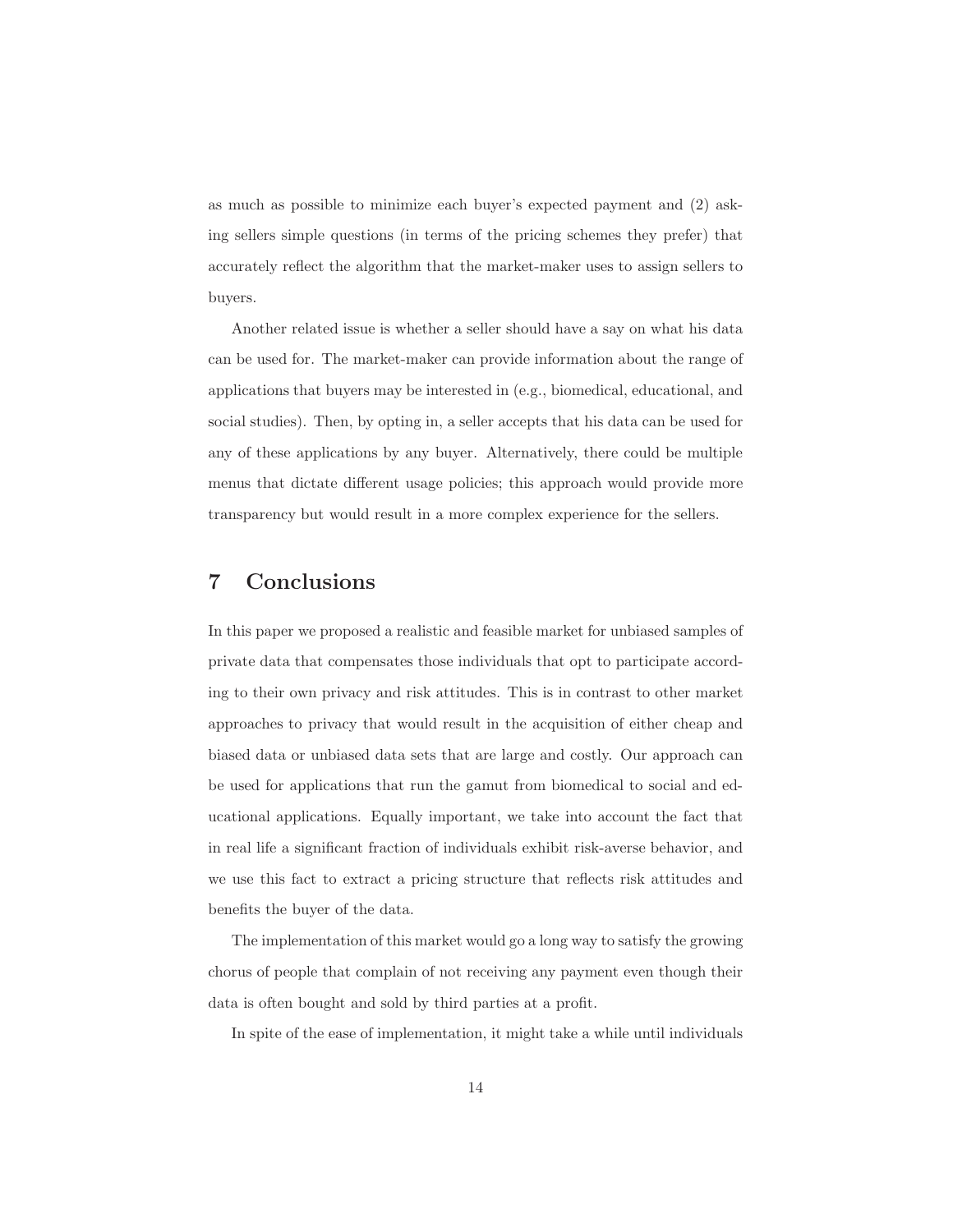as much as possible to minimize each buyer's expected payment and (2) asking sellers simple questions (in terms of the pricing schemes they prefer) that accurately reflect the algorithm that the market-maker uses to assign sellers to buyers.

Another related issue is whether a seller should have a say on what his data can be used for. The market-maker can provide information about the range of applications that buyers may be interested in (e.g., biomedical, educational, and social studies). Then, by opting in, a seller accepts that his data can be used for any of these applications by any buyer. Alternatively, there could be multiple menus that dictate different usage policies; this approach would provide more transparency but would result in a more complex experience for the sellers.

# 7 Conclusions

In this paper we proposed a realistic and feasible market for unbiased samples of private data that compensates those individuals that opt to participate according to their own privacy and risk attitudes. This is in contrast to other market approaches to privacy that would result in the acquisition of either cheap and biased data or unbiased data sets that are large and costly. Our approach can be used for applications that run the gamut from biomedical to social and educational applications. Equally important, we take into account the fact that in real life a significant fraction of individuals exhibit risk-averse behavior, and we use this fact to extract a pricing structure that reflects risk attitudes and benefits the buyer of the data.

The implementation of this market would go a long way to satisfy the growing chorus of people that complain of not receiving any payment even though their data is often bought and sold by third parties at a profit.

In spite of the ease of implementation, it might take a while until individuals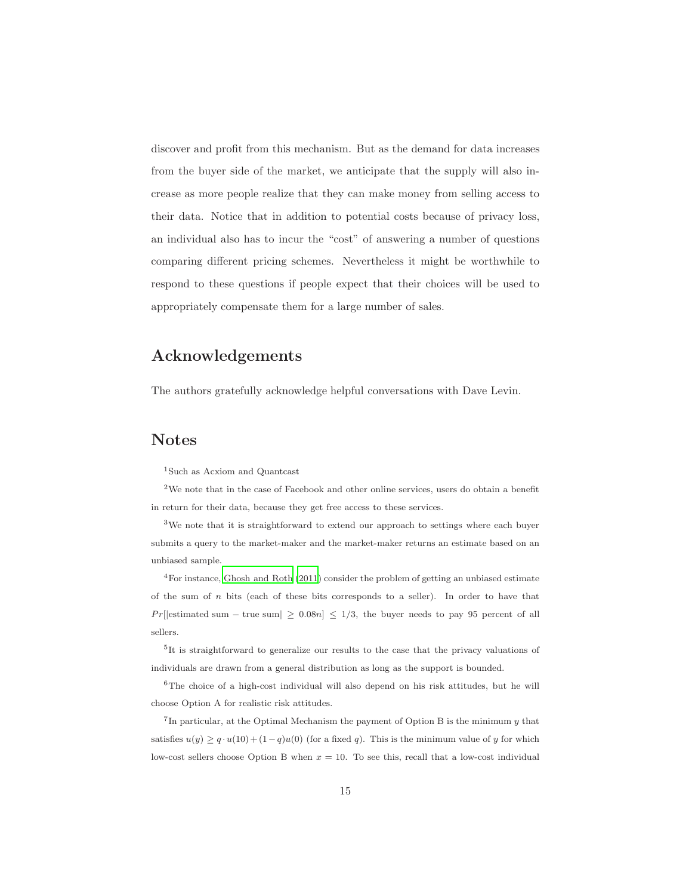discover and profit from this mechanism. But as the demand for data increases from the buyer side of the market, we anticipate that the supply will also increase as more people realize that they can make money from selling access to their data. Notice that in addition to potential costs because of privacy loss, an individual also has to incur the "cost" of answering a number of questions comparing different pricing schemes. Nevertheless it might be worthwhile to respond to these questions if people expect that their choices will be used to appropriately compensate them for a large number of sales.

## Acknowledgements

The authors gratefully acknowledge helpful conversations with Dave Levin.

## Notes

[1]Such as Acxiom and Quantcast

[2]We note that in the case of Facebook and other online services, users do obtain a benefit in return for their data, because they get free access to these services.

[3]We note that it is straightforward to extend our approach to settings where each buyer submits a query to the market-maker and the market-maker returns an estimate based on an unbiased sample.

[4]For instance, Ghosh and Roth (2011) consider the problem of getting an unbiased estimate of the sum of $n$ bits (each of these bits corresponds to a seller). In order to have that $Pr[|\text{estimated sum} - \text{true sum}| \geq 0.08n] \leq 1/3$, the buyer needs to pay 95 percent of all sellers.

[5]It is straightforward to generalize our results to the case that the privacy valuations of individuals are drawn from a general distribution as long as the support is bounded.

[6]The choice of a high-cost individual will also depend on his risk attitudes, but he will choose Option A for realistic risk attitudes.

[7]In particular, at the Optimal Mechanism the payment of Option B is the minimum $y$ that satisfies $u(y) \geq q \cdot u(10) + (1-q)u(0)$ (for a fixed $q$). This is the minimum value of $y$ for which low-cost sellers choose Option B when $x = 10$. To see this, recall that a low-cost individual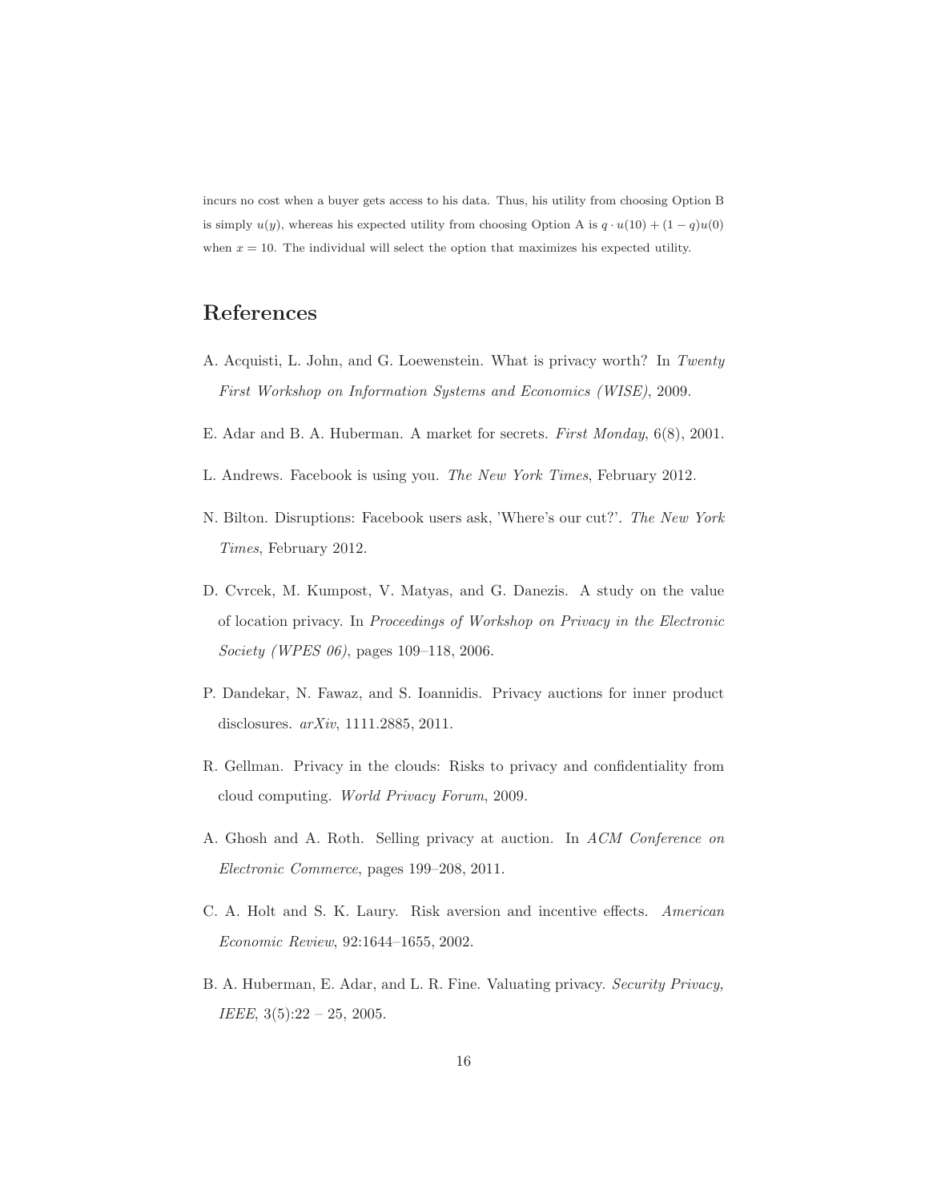incurs no cost when a buyer gets access to his data. Thus, his utility from choosing Option B is simply $u(y)$, whereas his expected utility from choosing Option A is $q \cdot u(10) + (1-q)u(0)$ when $x = 10$. The individual will select the option that maximizes his expected utility.

## References

A. Acquisti, L. John, and G. Loewenstein. What is privacy worth? In *Twenty First Workshop on Information Systems and Economics (WISE)*, 2009.

E. Adar and B. A. Huberman. A market for secrets. *First Monday*, 6(8), 2001.

L. Andrews. Facebook is using you. *The New York Times*, February 2012.

N. Bilton. Disruptions: Facebook users ask, 'Where's our cut?'. *The New York Times*, February 2012.

D. Cvrcek, M. Kumpost, V. Matyas, and G. Danezis. A study on the value of location privacy. In *Proceedings of Workshop on Privacy in the Electronic Society (WPES 06)*, pages 109–118, 2006.

P. Dandekar, N. Fawaz, and S. Ioannidis. Privacy auctions for inner product disclosures. *arXiv*, 1111.2885, 2011.

R. Gellman. Privacy in the clouds: Risks to privacy and confidentiality from cloud computing. *World Privacy Forum*, 2009.

A. Ghosh and A. Roth. Selling privacy at auction. In *ACM Conference on Electronic Commerce*, pages 199–208, 2011.

C. A. Holt and S. K. Laury. Risk aversion and incentive effects. *American Economic Review*, 92:1644–1655, 2002.

B. A. Huberman, E. Adar, and L. R. Fine. Valuating privacy. *Security Privacy, IEEE*, 3(5):22 – 25, 2005.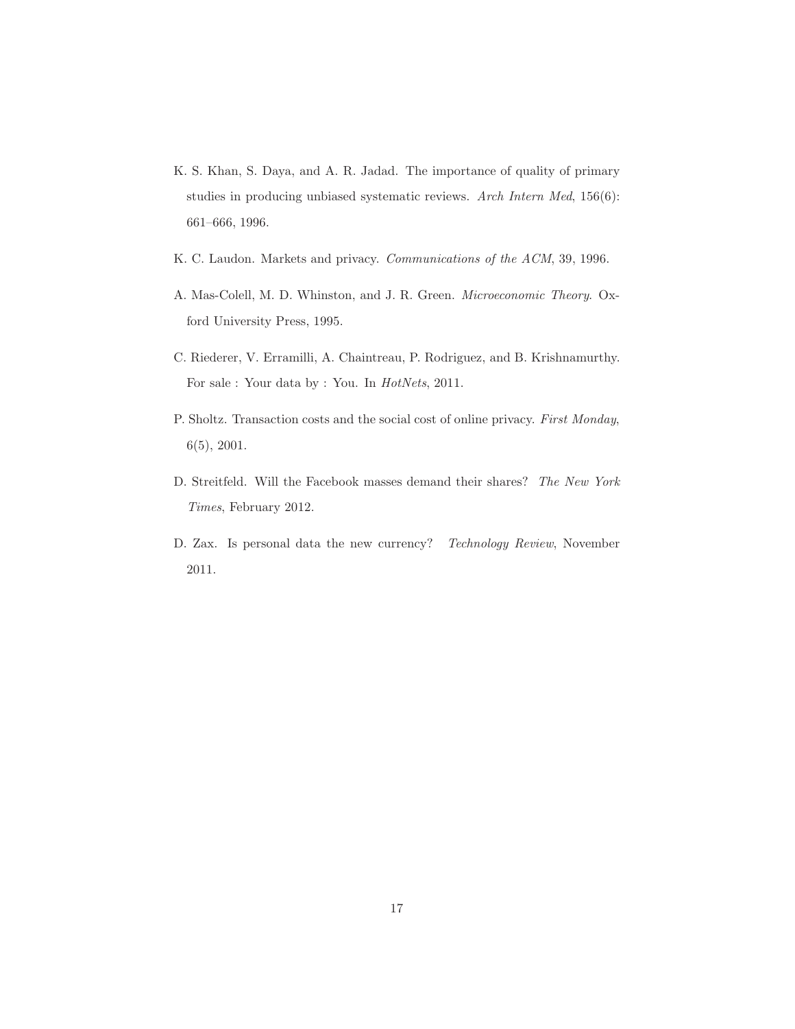K. S. Khan, S. Daya, and A. R. Jadad. The importance of quality of primary studies in producing unbiased systematic reviews. *Arch Intern Med*, 156(6): 661–666, 1996.

K. C. Laudon. Markets and privacy. *Communications of the ACM*, 39, 1996.

A. Mas-Colell, M. D. Whinston, and J. R. Green. *Microeconomic Theory*. Oxford University Press, 1995.

C. Riederer, V. Erramilli, A. Chaintreau, P. Rodriguez, and B. Krishnamurthy. For sale : Your data by : You. In *HotNets*, 2011.

P. Sholtz. Transaction costs and the social cost of online privacy. *First Monday*, 6(5), 2001.

D. Streitfeld. Will the Facebook masses demand their shares? *The New York Times*, February 2012.

D. Zax. Is personal data the new currency? *Technology Review*, November 2011.